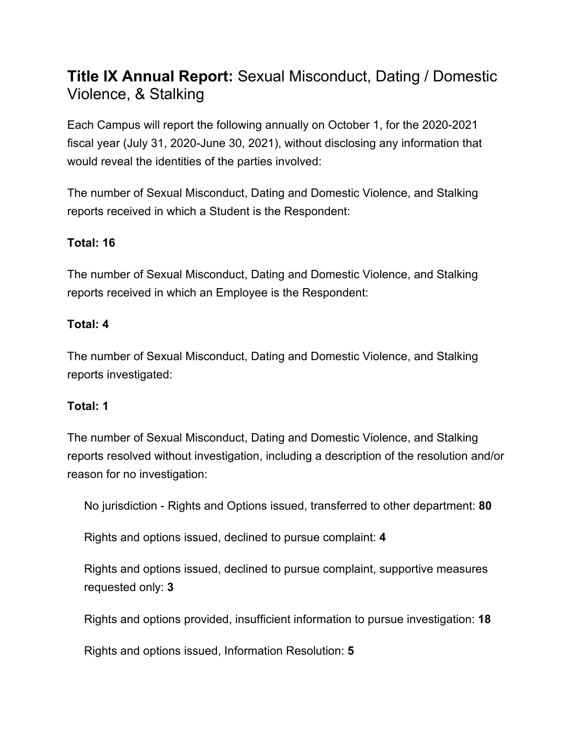# **Title IX Annual Report:** Sexual Misconduct, Dating / Domestic Violence, & Stalking

Each Campus will report the following annually on October 1, for the 2020-2021 fiscal year (July 31, 2020-June 30, 2021), without disclosing any information that would reveal the identities of the parties involved:

The number of Sexual Misconduct, Dating and Domestic Violence, and Stalking reports received in which a Student is the Respondent:

**Total: 16**

The number of Sexual Misconduct, Dating and Domestic Violence, and Stalking reports received in which an Employee is the Respondent:

**Total: 4**

The number of Sexual Misconduct, Dating and Domestic Violence, and Stalking reports investigated:

**Total: 1**

The number of Sexual Misconduct, Dating and Domestic Violence, and Stalking reports resolved without investigation, including a description of the resolution and/or reason for no investigation:

No jurisdiction - Rights and Options issued, transferred to other department: **80**

Rights and options issued, declined to pursue complaint: **4**

Rights and options issued, declined to pursue complaint, supportive measures requested only: **3**

Rights and options provided, insufficient information to pursue investigation: **18**

Rights and options issued, Information Resolution: **5**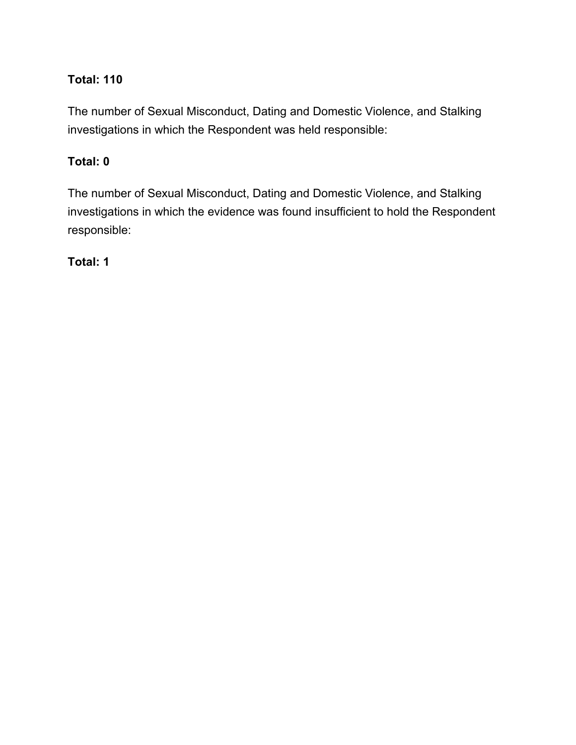**Total: 110**

The number of Sexual Misconduct, Dating and Domestic Violence, and Stalking investigations in which the Respondent was held responsible:

**Total: 0**

The number of Sexual Misconduct, Dating and Domestic Violence, and Stalking investigations in which the evidence was found insufficient to hold the Respondent responsible:

**Total: 1**